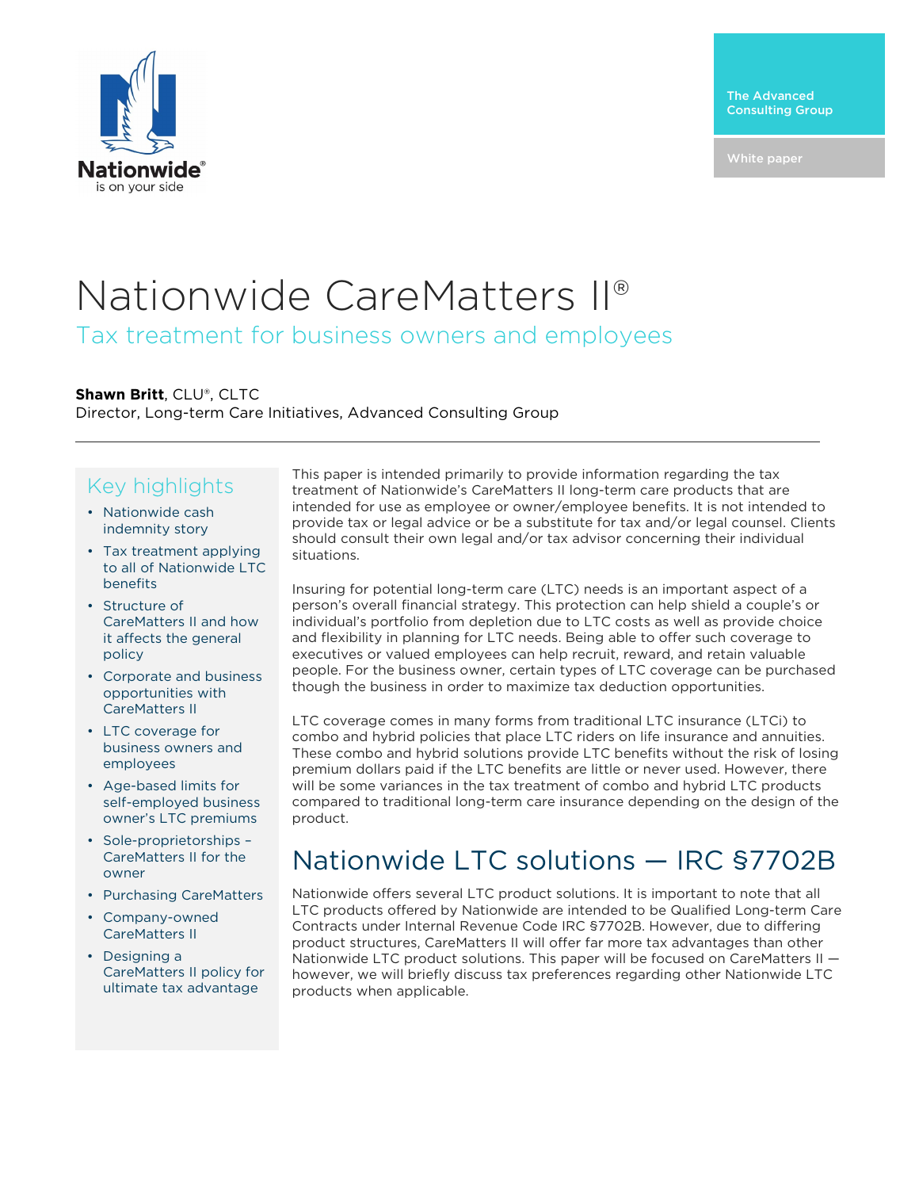Nationwide® is on your side

The Advanced Consulting Group

White paper

# Nationwide CareMatters II®

## Tax treatment for business owners and employees

**Shawn Britt**, CLU®, CLTC
Director, Long-term Care Initiatives, Advanced Consulting Group

---

### Key highlights

- Nationwide cash indemnity story
- Tax treatment applying to all of Nationwide LTC benefits
- Structure of CareMatters II and how it affects the general policy
- Corporate and business opportunities with CareMatters II
- LTC coverage for business owners and employees
- Age-based limits for self-employed business owner's LTC premiums
- Sole-proprietorships – CareMatters II for the owner
- Purchasing CareMatters
- Company-owned CareMatters II
- Designing a CareMatters II policy for ultimate tax advantage

This paper is intended primarily to provide information regarding the tax treatment of Nationwide's CareMatters II long-term care products that are intended for use as employee or owner/employee benefits. It is not intended to provide tax or legal advice or be a substitute for tax and/or legal counsel. Clients should consult their own legal and/or tax advisor concerning their individual situations.

Insuring for potential long-term care (LTC) needs is an important aspect of a person's overall financial strategy. This protection can help shield a couple's or individual's portfolio from depletion due to LTC costs as well as provide choice and flexibility in planning for LTC needs. Being able to offer such coverage to executives or valued employees can help recruit, reward, and retain valuable people. For the business owner, certain types of LTC coverage can be purchased though the business in order to maximize tax deduction opportunities.

LTC coverage comes in many forms from traditional LTC insurance (LTCi) to combo and hybrid policies that place LTC riders on life insurance and annuities. These combo and hybrid solutions provide LTC benefits without the risk of losing premium dollars paid if the LTC benefits are little or never used. However, there will be some variances in the tax treatment of combo and hybrid LTC products compared to traditional long-term care insurance depending on the design of the product.

## Nationwide LTC solutions — IRC §7702B

Nationwide offers several LTC product solutions. It is important to note that all LTC products offered by Nationwide are intended to be Qualified Long-term Care Contracts under Internal Revenue Code IRC §7702B. However, due to differing product structures, CareMatters II will offer far more tax advantages than other Nationwide LTC product solutions. This paper will be focused on CareMatters II — however, we will briefly discuss tax preferences regarding other Nationwide LTC products when applicable.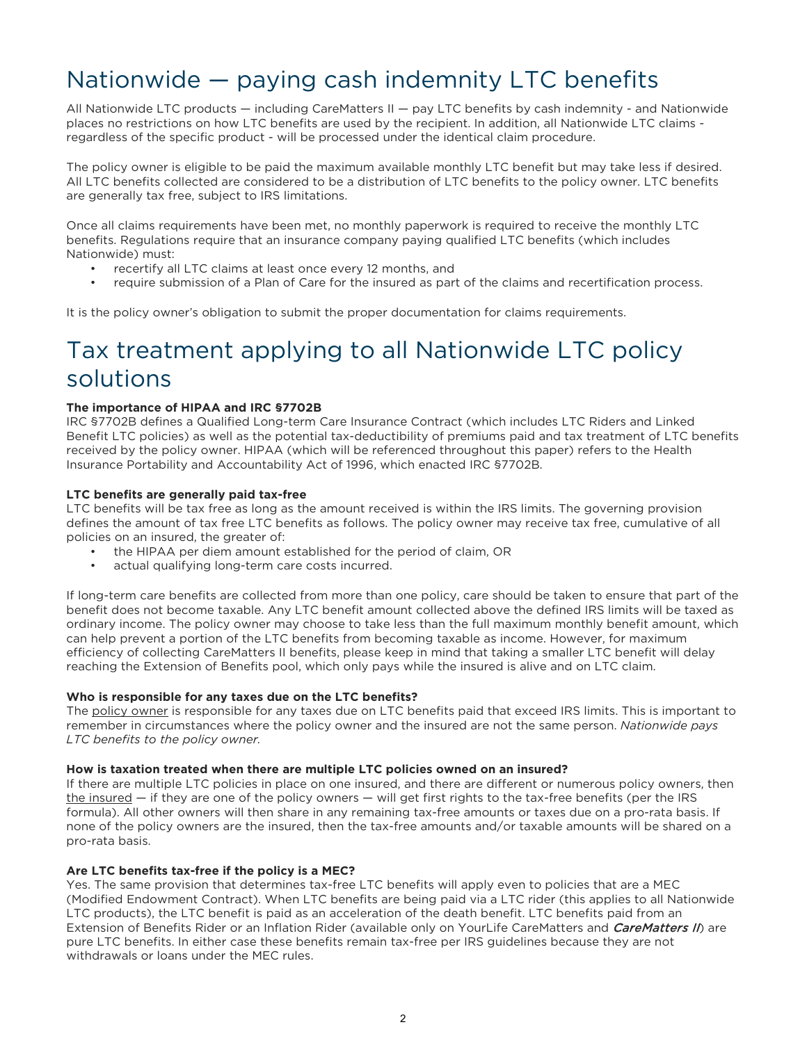# Nationwide — paying cash indemnity LTC benefits

All Nationwide LTC products — including CareMatters II — pay LTC benefits by cash indemnity - and Nationwide places no restrictions on how LTC benefits are used by the recipient. In addition, all Nationwide LTC claims - regardless of the specific product - will be processed under the identical claim procedure.

The policy owner is eligible to be paid the maximum available monthly LTC benefit but may take less if desired. All LTC benefits collected are considered to be a distribution of LTC benefits to the policy owner. LTC benefits are generally tax free, subject to IRS limitations.

Once all claims requirements have been met, no monthly paperwork is required to receive the monthly LTC benefits. Regulations require that an insurance company paying qualified LTC benefits (which includes Nationwide) must:

- recertify all LTC claims at least once every 12 months, and
- require submission of a Plan of Care for the insured as part of the claims and recertification process.

It is the policy owner's obligation to submit the proper documentation for claims requirements.

# Tax treatment applying to all Nationwide LTC policy solutions

**The importance of HIPAA and IRC §7702B**
IRC §7702B defines a Qualified Long-term Care Insurance Contract (which includes LTC Riders and Linked Benefit LTC policies) as well as the potential tax-deductibility of premiums paid and tax treatment of LTC benefits received by the policy owner. HIPAA (which will be referenced throughout this paper) refers to the Health Insurance Portability and Accountability Act of 1996, which enacted IRC §7702B.

**LTC benefits are generally paid tax-free**
LTC benefits will be tax free as long as the amount received is within the IRS limits. The governing provision defines the amount of tax free LTC benefits as follows. The policy owner may receive tax free, cumulative of all policies on an insured, the greater of:

- the HIPAA per diem amount established for the period of claim, OR
- actual qualifying long-term care costs incurred.

If long-term care benefits are collected from more than one policy, care should be taken to ensure that part of the benefit does not become taxable. Any LTC benefit amount collected above the defined IRS limits will be taxed as ordinary income. The policy owner may choose to take less than the full maximum monthly benefit amount, which can help prevent a portion of the LTC benefits from becoming taxable as income. However, for maximum efficiency of collecting CareMatters II benefits, please keep in mind that taking a smaller LTC benefit will delay reaching the Extension of Benefits pool, which only pays while the insured is alive and on LTC claim.

**Who is responsible for any taxes due on the LTC benefits?**
The policy owner is responsible for any taxes due on LTC benefits paid that exceed IRS limits. This is important to remember in circumstances where the policy owner and the insured are not the same person. *Nationwide pays LTC benefits to the policy owner.*

**How is taxation treated when there are multiple LTC policies owned on an insured?**
If there are multiple LTC policies in place on one insured, and there are different or numerous policy owners, then the insured — if they are one of the policy owners — will get first rights to the tax-free benefits (per the IRS formula). All other owners will then share in any remaining tax-free amounts or taxes due on a pro-rata basis. If none of the policy owners are the insured, then the tax-free amounts and/or taxable amounts will be shared on a pro-rata basis.

**Are LTC benefits tax-free if the policy is a MEC?**
Yes. The same provision that determines tax-free LTC benefits will apply even to policies that are a MEC (Modified Endowment Contract). When LTC benefits are being paid via a LTC rider (this applies to all Nationwide LTC products), the LTC benefit is paid as an acceleration of the death benefit. LTC benefits paid from an Extension of Benefits Rider or an Inflation Rider (available only on YourLife CareMatters and *CareMatters II*) are pure LTC benefits. In either case these benefits remain tax-free per IRS guidelines because they are not withdrawals or loans under the MEC rules.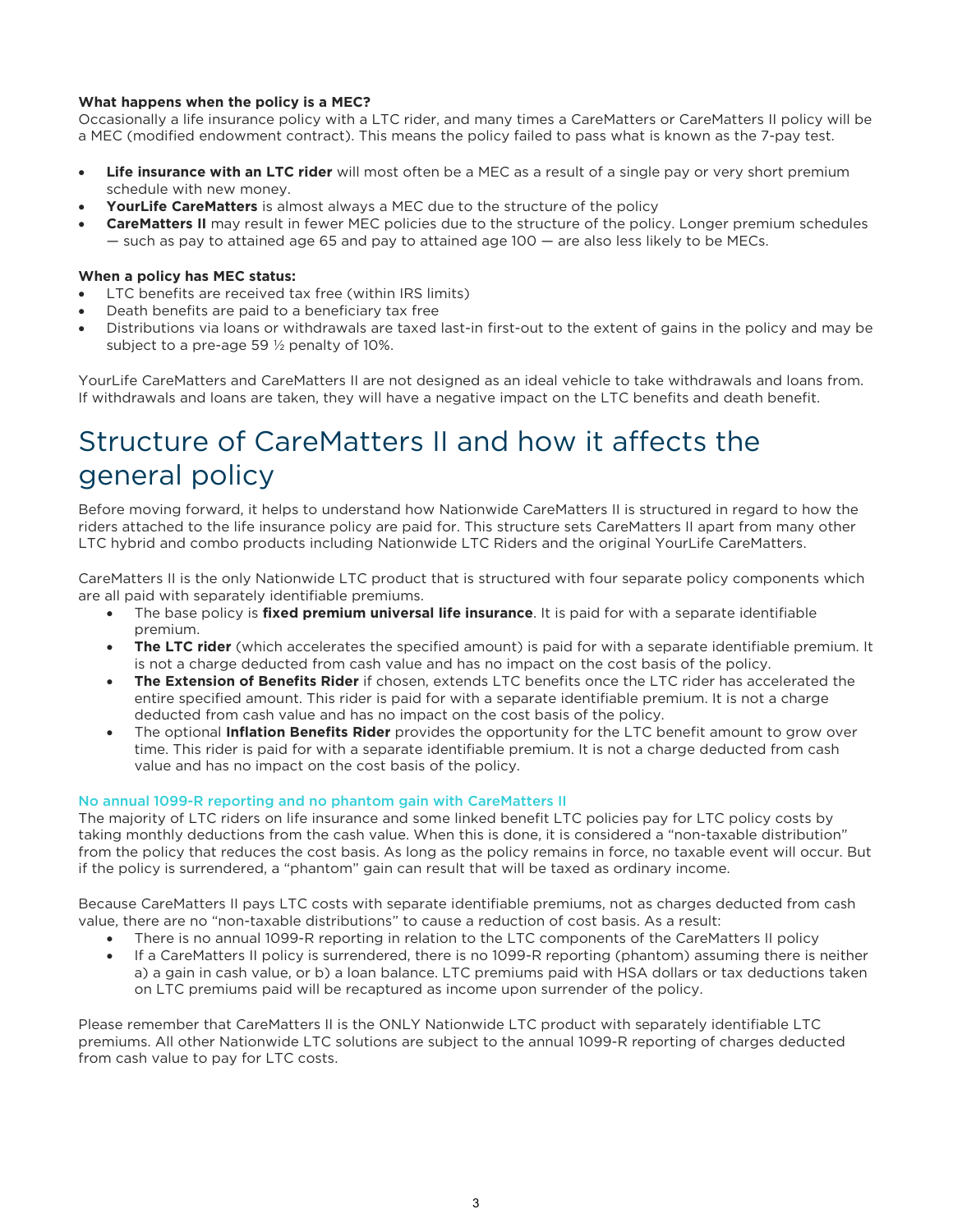**What happens when the policy is a MEC?**

Occasionally a life insurance policy with a LTC rider, and many times a CareMatters or CareMatters II policy will be a MEC (modified endowment contract). This means the policy failed to pass what is known as the 7-pay test.

- **Life insurance with an LTC rider** will most often be a MEC as a result of a single pay or very short premium schedule with new money.
- **YourLife CareMatters** is almost always a MEC due to the structure of the policy
- **CareMatters II** may result in fewer MEC policies due to the structure of the policy. Longer premium schedules — such as pay to attained age 65 and pay to attained age 100 — are also less likely to be MECs.

**When a policy has MEC status:**

- LTC benefits are received tax free (within IRS limits)
- Death benefits are paid to a beneficiary tax free
- Distributions via loans or withdrawals are taxed last-in first-out to the extent of gains in the policy and may be subject to a pre-age 59 ½ penalty of 10%.

YourLife CareMatters and CareMatters II are not designed as an ideal vehicle to take withdrawals and loans from. If withdrawals and loans are taken, they will have a negative impact on the LTC benefits and death benefit.

# Structure of CareMatters II and how it affects the general policy

Before moving forward, it helps to understand how Nationwide CareMatters II is structured in regard to how the riders attached to the life insurance policy are paid for. This structure sets CareMatters II apart from many other LTC hybrid and combo products including Nationwide LTC Riders and the original YourLife CareMatters.

CareMatters II is the only Nationwide LTC product that is structured with four separate policy components which are all paid with separately identifiable premiums.

- The base policy is **fixed premium universal life insurance**. It is paid for with a separate identifiable premium.
- **The LTC rider** (which accelerates the specified amount) is paid for with a separate identifiable premium. It is not a charge deducted from cash value and has no impact on the cost basis of the policy.
- **The Extension of Benefits Rider** if chosen, extends LTC benefits once the LTC rider has accelerated the entire specified amount. This rider is paid for with a separate identifiable premium. It is not a charge deducted from cash value and has no impact on the cost basis of the policy.
- The optional **Inflation Benefits Rider** provides the opportunity for the LTC benefit amount to grow over time. This rider is paid for with a separate identifiable premium. It is not a charge deducted from cash value and has no impact on the cost basis of the policy.

### No annual 1099-R reporting and no phantom gain with CareMatters II

The majority of LTC riders on life insurance and some linked benefit LTC policies pay for LTC policy costs by taking monthly deductions from the cash value. When this is done, it is considered a "non-taxable distribution" from the policy that reduces the cost basis. As long as the policy remains in force, no taxable event will occur. But if the policy is surrendered, a "phantom" gain can result that will be taxed as ordinary income.

Because CareMatters II pays LTC costs with separate identifiable premiums, not as charges deducted from cash value, there are no "non-taxable distributions" to cause a reduction of cost basis. As a result:

- There is no annual 1099-R reporting in relation to the LTC components of the CareMatters II policy
- If a CareMatters II policy is surrendered, there is no 1099-R reporting (phantom) assuming there is neither a) a gain in cash value, or b) a loan balance. LTC premiums paid with HSA dollars or tax deductions taken on LTC premiums paid will be recaptured as income upon surrender of the policy.

Please remember that CareMatters II is the ONLY Nationwide LTC product with separately identifiable LTC premiums. All other Nationwide LTC solutions are subject to the annual 1099-R reporting of charges deducted from cash value to pay for LTC costs.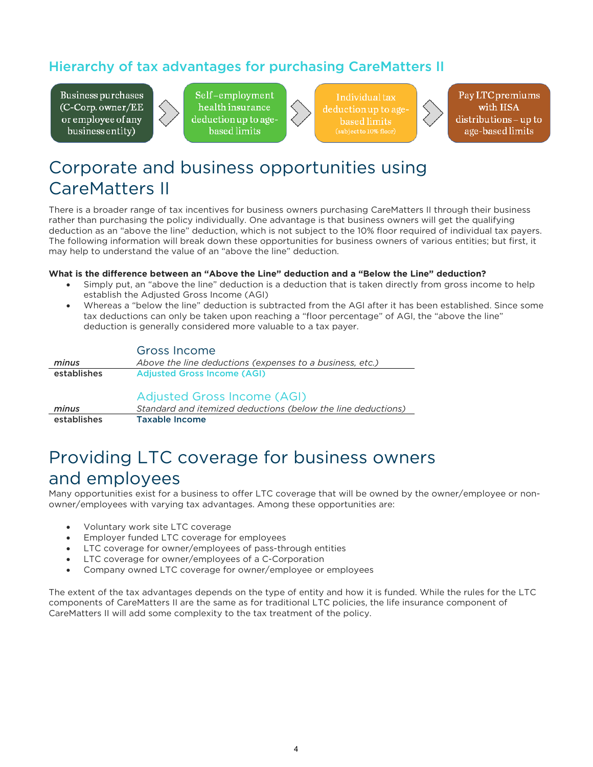### Hierarchy of tax advantages for purchasing CareMatters II

Business purchases (C-Corp. owner/EE or employee of any business entity) → Self–employment health insurance deduction up to age-based limits → Individual tax deduction up to age-based limits (subject to 10% floor) → Pay LTC premiums with HSA distributions – up to age-based limits

# Corporate and business opportunities using CareMatters II

There is a broader range of tax incentives for business owners purchasing CareMatters II through their business rather than purchasing the policy individually. One advantage is that business owners will get the qualifying deduction as an "above the line" deduction, which is not subject to the 10% floor required of individual tax payers. The following information will break down these opportunities for business owners of various entities; but first, it may help to understand the value of an "above the line" deduction.

**What is the difference between an "Above the Line" deduction and a "Below the Line" deduction?**

- Simply put, an "above the line" deduction is a deduction that is taken directly from gross income to help establish the Adjusted Gross Income (AGI)
- Whereas a "below the line" deduction is subtracted from the AGI after it has been established. Since some tax deductions can only be taken upon reaching a "floor percentage" of AGI, the "above the line" deduction is generally considered more valuable to a tax payer.

| | Gross Income |
|---|---|
| *minus* | *Above the line deductions (expenses to a business, etc.)* |
| establishes | **Adjusted Gross Income (AGI)** |

| | Adjusted Gross Income (AGI) |
|---|---|
| *minus* | *Standard and itemized deductions (below the line deductions)* |
| establishes | **Taxable Income** |

# Providing LTC coverage for business owners and employees

Many opportunities exist for a business to offer LTC coverage that will be owned by the owner/employee or non-owner/employees with varying tax advantages. Among these opportunities are:

- Voluntary work site LTC coverage
- Employer funded LTC coverage for employees
- LTC coverage for owner/employees of pass-through entities
- LTC coverage for owner/employees of a C-Corporation
- Company owned LTC coverage for owner/employee or employees

The extent of the tax advantages depends on the type of entity and how it is funded. While the rules for the LTC components of CareMatters II are the same as for traditional LTC policies, the life insurance component of CareMatters II will add some complexity to the tax treatment of the policy.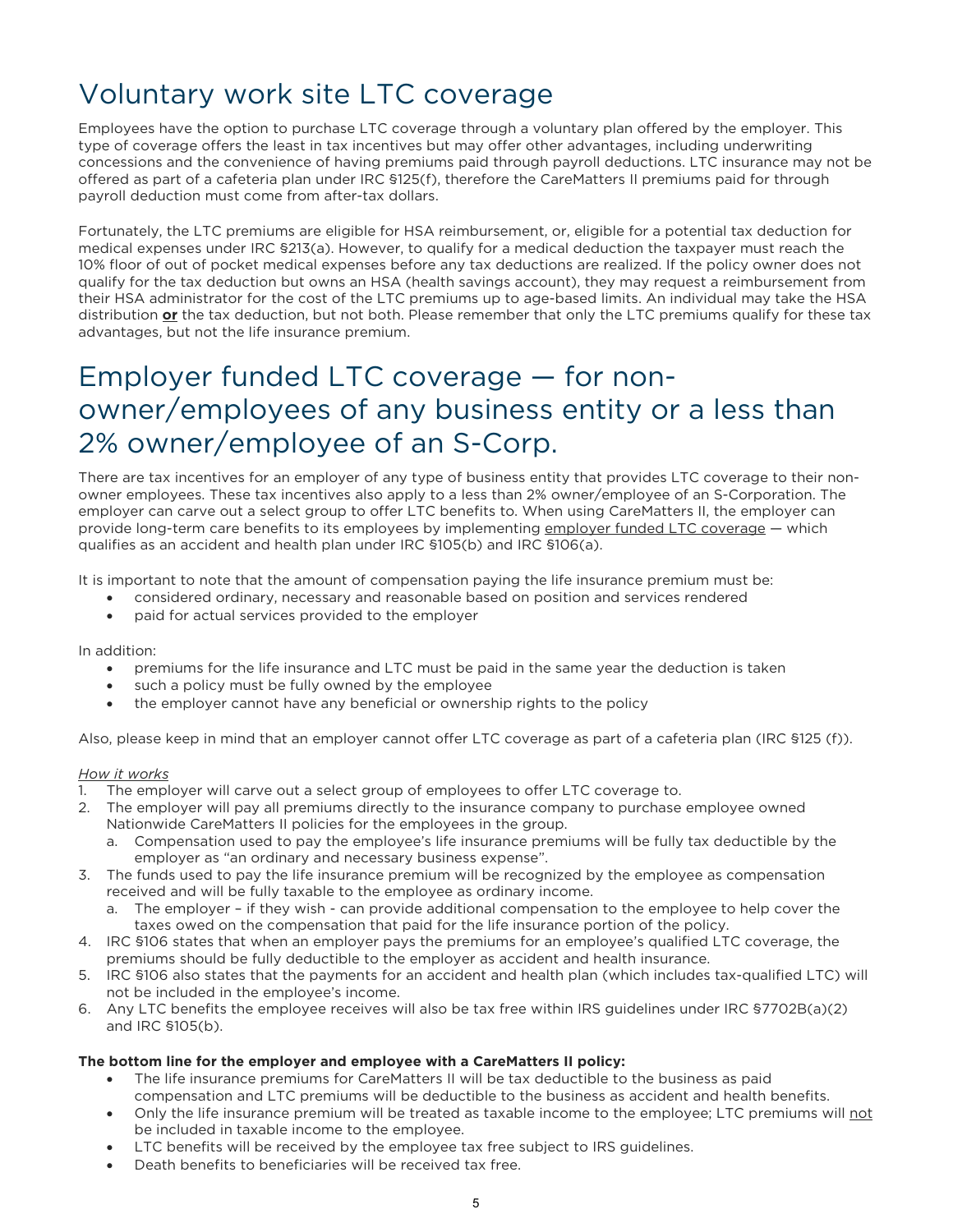# Voluntary work site LTC coverage

Employees have the option to purchase LTC coverage through a voluntary plan offered by the employer. This type of coverage offers the least in tax incentives but may offer other advantages, including underwriting concessions and the convenience of having premiums paid through payroll deductions. LTC insurance may not be offered as part of a cafeteria plan under IRC §125(f), therefore the CareMatters II premiums paid for through payroll deduction must come from after-tax dollars.

Fortunately, the LTC premiums are eligible for HSA reimbursement, or, eligible for a potential tax deduction for medical expenses under IRC §213(a). However, to qualify for a medical deduction the taxpayer must reach the 10% floor of out of pocket medical expenses before any tax deductions are realized. If the policy owner does not qualify for the tax deduction but owns an HSA (health savings account), they may request a reimbursement from their HSA administrator for the cost of the LTC premiums up to age-based limits. An individual may take the HSA distribution <u>**or**</u> the tax deduction, but not both. Please remember that only the LTC premiums qualify for these tax advantages, but not the life insurance premium.

# Employer funded LTC coverage — for non-owner/employees of any business entity or a less than 2% owner/employee of an S-Corp.

There are tax incentives for an employer of any type of business entity that provides LTC coverage to their non-owner employees. These tax incentives also apply to a less than 2% owner/employee of an S-Corporation. The employer can carve out a select group to offer LTC benefits to. When using CareMatters II, the employer can provide long-term care benefits to its employees by implementing <u>employer funded LTC coverage</u> — which qualifies as an accident and health plan under IRC §105(b) and IRC §106(a).

It is important to note that the amount of compensation paying the life insurance premium must be:

- considered ordinary, necessary and reasonable based on position and services rendered
- paid for actual services provided to the employer

In addition:

- premiums for the life insurance and LTC must be paid in the same year the deduction is taken
- such a policy must be fully owned by the employee
- the employer cannot have any beneficial or ownership rights to the policy

Also, please keep in mind that an employer cannot offer LTC coverage as part of a cafeteria plan (IRC §125 (f)).

*<u>How it works</u>*

1. The employer will carve out a select group of employees to offer LTC coverage to.
2. The employer will pay all premiums directly to the insurance company to purchase employee owned Nationwide CareMatters II policies for the employees in the group.
   a. Compensation used to pay the employee's life insurance premiums will be fully tax deductible by the employer as "an ordinary and necessary business expense".
3. The funds used to pay the life insurance premium will be recognized by the employee as compensation received and will be fully taxable to the employee as ordinary income.
   a. The employer – if they wish - can provide additional compensation to the employee to help cover the taxes owed on the compensation that paid for the life insurance portion of the policy.
4. IRC §106 states that when an employer pays the premiums for an employee's qualified LTC coverage, the premiums should be fully deductible to the employer as accident and health insurance.
5. IRC §106 also states that the payments for an accident and health plan (which includes tax-qualified LTC) will not be included in the employee's income.
6. Any LTC benefits the employee receives will also be tax free within IRS guidelines under IRC §7702B(a)(2) and IRC §105(b).

**The bottom line for the employer and employee with a CareMatters II policy:**

- The life insurance premiums for CareMatters II will be tax deductible to the business as paid compensation and LTC premiums will be deductible to the business as accident and health benefits.
- Only the life insurance premium will be treated as taxable income to the employee; LTC premiums will <u>not</u> be included in taxable income to the employee.
- LTC benefits will be received by the employee tax free subject to IRS guidelines.
- Death benefits to beneficiaries will be received tax free.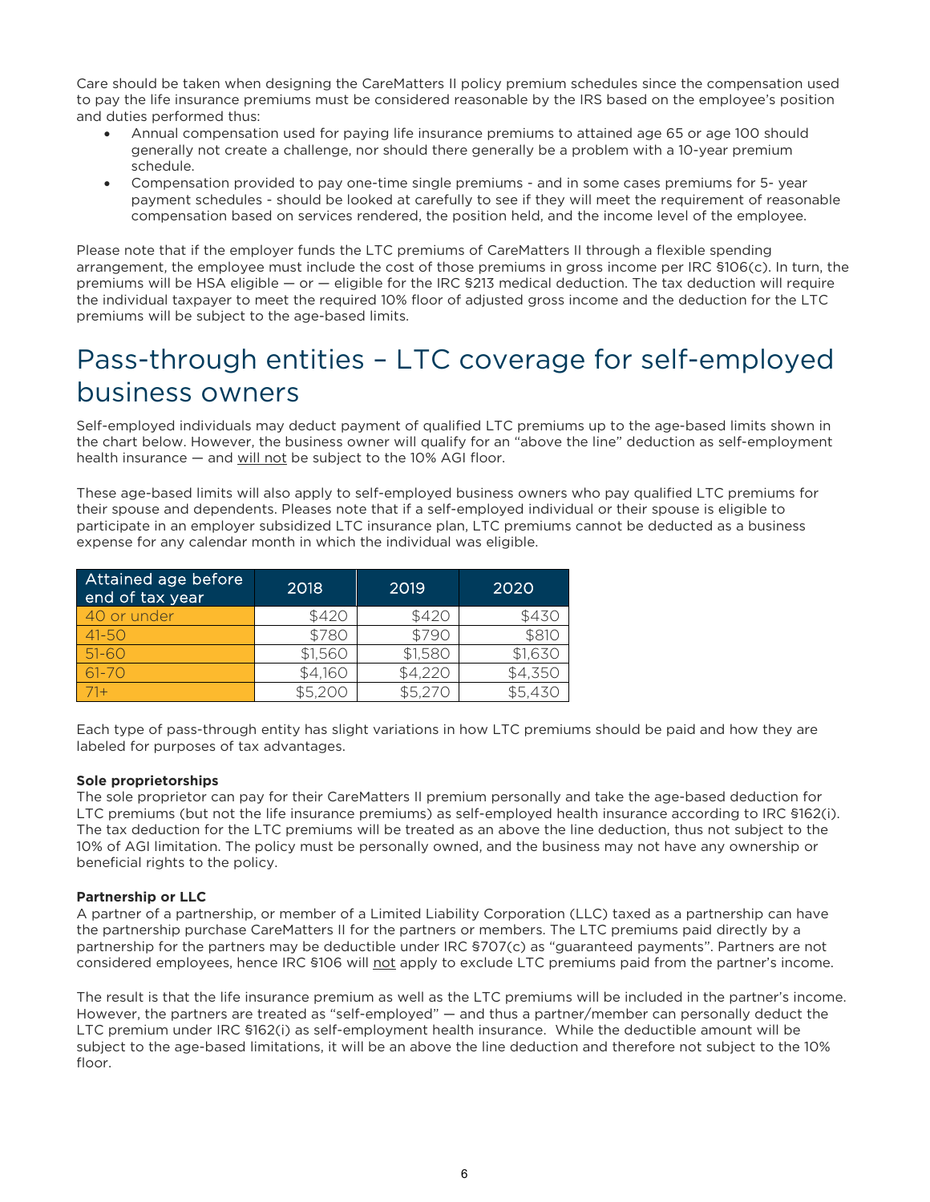Care should be taken when designing the CareMatters II policy premium schedules since the compensation used to pay the life insurance premiums must be considered reasonable by the IRS based on the employee's position and duties performed thus:

- Annual compensation used for paying life insurance premiums to attained age 65 or age 100 should generally not create a challenge, nor should there generally be a problem with a 10-year premium schedule.
- Compensation provided to pay one-time single premiums - and in some cases premiums for 5- year payment schedules - should be looked at carefully to see if they will meet the requirement of reasonable compensation based on services rendered, the position held, and the income level of the employee.

Please note that if the employer funds the LTC premiums of CareMatters II through a flexible spending arrangement, the employee must include the cost of those premiums in gross income per IRC §106(c). In turn, the premiums will be HSA eligible — or — eligible for the IRC §213 medical deduction. The tax deduction will require the individual taxpayer to meet the required 10% floor of adjusted gross income and the deduction for the LTC premiums will be subject to the age-based limits.

# Pass-through entities – LTC coverage for self-employed business owners

Self-employed individuals may deduct payment of qualified LTC premiums up to the age-based limits shown in the chart below. However, the business owner will qualify for an "above the line" deduction as self-employment health insurance — and will not be subject to the 10% AGI floor.

These age-based limits will also apply to self-employed business owners who pay qualified LTC premiums for their spouse and dependents. Pleases note that if a self-employed individual or their spouse is eligible to participate in an employer subsidized LTC insurance plan, LTC premiums cannot be deducted as a business expense for any calendar month in which the individual was eligible.

| Attained age before end of tax year | 2018 | 2019 | 2020 |
|---|---|---|---|
| 40 or under | $420 | $420 | $430 |
| 41-50 | $780 | $790 | $810 |
| 51-60 | $1,560 | $1,580 | $1,630 |
| 61-70 | $4,160 | $4,220 | $4,350 |
| 71+ | $5,200 | $5,270 | $5,430 |

Each type of pass-through entity has slight variations in how LTC premiums should be paid and how they are labeled for purposes of tax advantages.

**Sole proprietorships**

The sole proprietor can pay for their CareMatters II premium personally and take the age-based deduction for LTC premiums (but not the life insurance premiums) as self-employed health insurance according to IRC §162(i). The tax deduction for the LTC premiums will be treated as an above the line deduction, thus not subject to the 10% of AGI limitation. The policy must be personally owned, and the business may not have any ownership or beneficial rights to the policy.

**Partnership or LLC**

A partner of a partnership, or member of a Limited Liability Corporation (LLC) taxed as a partnership can have the partnership purchase CareMatters II for the partners or members. The LTC premiums paid directly by a partnership for the partners may be deductible under IRC §707(c) as "guaranteed payments". Partners are not considered employees, hence IRC §106 will not apply to exclude LTC premiums paid from the partner's income.

The result is that the life insurance premium as well as the LTC premiums will be included in the partner's income. However, the partners are treated as "self-employed" — and thus a partner/member can personally deduct the LTC premium under IRC §162(i) as self-employment health insurance. While the deductible amount will be subject to the age-based limitations, it will be an above the line deduction and therefore not subject to the 10% floor.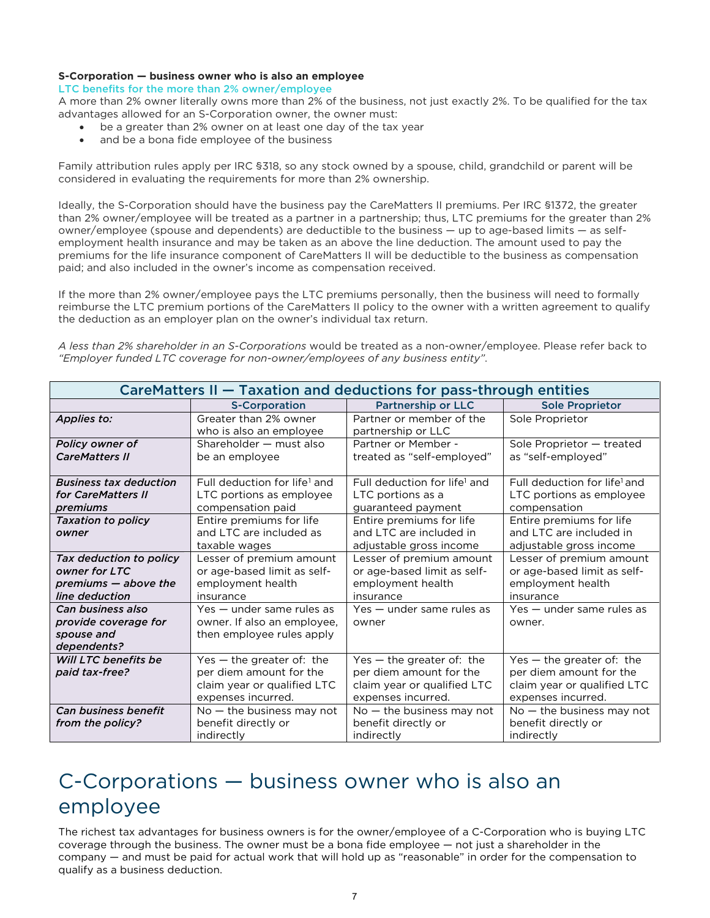**S-Corporation — business owner who is also an employee**

LTC benefits for the more than 2% owner/employee

A more than 2% owner literally owns more than 2% of the business, not just exactly 2%. To be qualified for the tax advantages allowed for an S-Corporation owner, the owner must:

- be a greater than 2% owner on at least one day of the tax year
- and be a bona fide employee of the business

Family attribution rules apply per IRC §318, so any stock owned by a spouse, child, grandchild or parent will be considered in evaluating the requirements for more than 2% ownership.

Ideally, the S-Corporation should have the business pay the CareMatters II premiums. Per IRC §1372, the greater than 2% owner/employee will be treated as a partner in a partnership; thus, LTC premiums for the greater than 2% owner/employee (spouse and dependents) are deductible to the business — up to age-based limits — as self-employment health insurance and may be taken as an above the line deduction. The amount used to pay the premiums for the life insurance component of CareMatters II will be deductible to the business as compensation paid; and also included in the owner's income as compensation received.

If the more than 2% owner/employee pays the LTC premiums personally, then the business will need to formally reimburse the LTC premium portions of the CareMatters II policy to the owner with a written agreement to qualify the deduction as an employer plan on the owner's individual tax return.

*A less than 2% shareholder in an S-Corporations* would be treated as a non-owner/employee. Please refer back to *"Employer funded LTC coverage for non-owner/employees of any business entity"*.

| CareMatters II — Taxation and deductions for pass-through entities | | | |
|---|---|---|---|
| | S-Corporation | Partnership or LLC | Sole Proprietor |
| *Applies to:* | Greater than 2% owner who is also an employee | Partner or member of the partnership or LLC | Sole Proprietor |
| *Policy owner of CareMatters II* | Shareholder — must also be an employee | Partner or Member - treated as "self-employed" | Sole Proprietor — treated as "self-employed" |
| *Business tax deduction for CareMatters II premiums* | Full deduction for life[1] and LTC portions as employee compensation paid | Full deduction for life[1] and LTC portions as a guaranteed payment | Full deduction for life[1] and LTC portions as employee compensation |
| *Taxation to policy owner* | Entire premiums for life and LTC are included as taxable wages | Entire premiums for life and LTC are included in adjustable gross income | Entire premiums for life and LTC are included in adjustable gross income |
| *Tax deduction to policy owner for LTC premiums — above the line deduction* | Lesser of premium amount or age-based limit as self-employment health insurance | Lesser of premium amount or age-based limit as self-employment health insurance | Lesser of premium amount or age-based limit as self-employment health insurance |
| *Can business also provide coverage for spouse and dependents?* | Yes — under same rules as owner. If also an employee, then employee rules apply | Yes — under same rules as owner | Yes — under same rules as owner. |
| *Will LTC benefits be paid tax-free?* | Yes — the greater of: the per diem amount for the claim year or qualified LTC expenses incurred. | Yes — the greater of: the per diem amount for the claim year or qualified LTC expenses incurred. | Yes — the greater of: the per diem amount for the claim year or qualified LTC expenses incurred. |
| *Can business benefit from the policy?* | No — the business may not benefit directly or indirectly | No — the business may not benefit directly or indirectly | No — the business may not benefit directly or indirectly |

# C-Corporations — business owner who is also an employee

The richest tax advantages for business owners is for the owner/employee of a C-Corporation who is buying LTC coverage through the business. The owner must be a bona fide employee — not just a shareholder in the company — and must be paid for actual work that will hold up as "reasonable" in order for the compensation to qualify as a business deduction.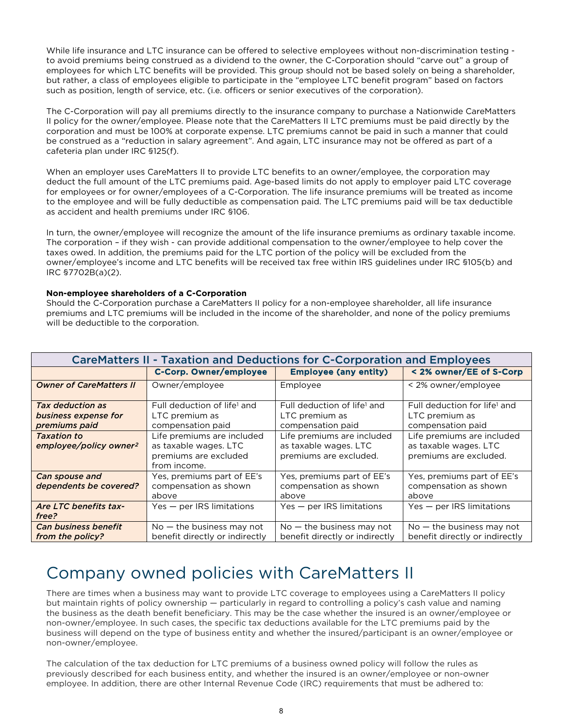While life insurance and LTC insurance can be offered to selective employees without non-discrimination testing - to avoid premiums being construed as a dividend to the owner, the C-Corporation should "carve out" a group of employees for which LTC benefits will be provided. This group should not be based solely on being a shareholder, but rather, a class of employees eligible to participate in the "employee LTC benefit program" based on factors such as position, length of service, etc. (i.e. officers or senior executives of the corporation).

The C-Corporation will pay all premiums directly to the insurance company to purchase a Nationwide CareMatters II policy for the owner/employee. Please note that the CareMatters II LTC premiums must be paid directly by the corporation and must be 100% at corporate expense. LTC premiums cannot be paid in such a manner that could be construed as a "reduction in salary agreement". And again, LTC insurance may not be offered as part of a cafeteria plan under IRC §125(f).

When an employer uses CareMatters II to provide LTC benefits to an owner/employee, the corporation may deduct the full amount of the LTC premiums paid. Age-based limits do not apply to employer paid LTC coverage for employees or for owner/employees of a C-Corporation. The life insurance premiums will be treated as income to the employee and will be fully deductible as compensation paid. The LTC premiums paid will be tax deductible as accident and health premiums under IRC §106.

In turn, the owner/employee will recognize the amount of the life insurance premiums as ordinary taxable income. The corporation – if they wish - can provide additional compensation to the owner/employee to help cover the taxes owed. In addition, the premiums paid for the LTC portion of the policy will be excluded from the owner/employee's income and LTC benefits will be received tax free within IRS guidelines under IRC §105(b) and IRC §7702B(a)(2).

**Non-employee shareholders of a C-Corporation**

Should the C-Corporation purchase a CareMatters II policy for a non-employee shareholder, all life insurance premiums and LTC premiums will be included in the income of the shareholder, and none of the policy premiums will be deductible to the corporation.

| CareMatters II - Taxation and Deductions for C-Corporation and Employees | | | |
|---|---|---|---|
| | **C-Corp. Owner/employee** | **Employee (any entity)** | **< 2% owner/EE of S-Corp** |
| ***Owner of CareMatters II*** | Owner/employee | Employee | < 2% owner/employee |
| ***Tax deduction as business expense for premiums paid*** | Full deduction of life[1] and LTC premium as compensation paid | Full deduction of life[1] and LTC premium as compensation paid | Full deduction for life[1] and LTC premium as compensation paid |
| ***Taxation to employee/policy owner[2]*** | Life premiums are included as taxable wages. LTC premiums are excluded from income. | Life premiums are included as taxable wages. LTC premiums are excluded. | Life premiums are included as taxable wages. LTC premiums are excluded. |
| ***Can spouse and dependents be covered?*** | Yes, premiums part of EE's compensation as shown above | Yes, premiums part of EE's compensation as shown above | Yes, premiums part of EE's compensation as shown above |
| ***Are LTC benefits tax-free?*** | Yes — per IRS limitations | Yes — per IRS limitations | Yes — per IRS limitations |
| ***Can business benefit from the policy?*** | No — the business may not benefit directly or indirectly | No — the business may not benefit directly or indirectly | No — the business may not benefit directly or indirectly |

# Company owned policies with CareMatters II

There are times when a business may want to provide LTC coverage to employees using a CareMatters II policy but maintain rights of policy ownership — particularly in regard to controlling a policy's cash value and naming the business as the death benefit beneficiary. This may be the case whether the insured is an owner/employee or non-owner/employee. In such cases, the specific tax deductions available for the LTC premiums paid by the business will depend on the type of business entity and whether the insured/participant is an owner/employee or non-owner/employee.

The calculation of the tax deduction for LTC premiums of a business owned policy will follow the rules as previously described for each business entity, and whether the insured is an owner/employee or non-owner employee. In addition, there are other Internal Revenue Code (IRC) requirements that must be adhered to: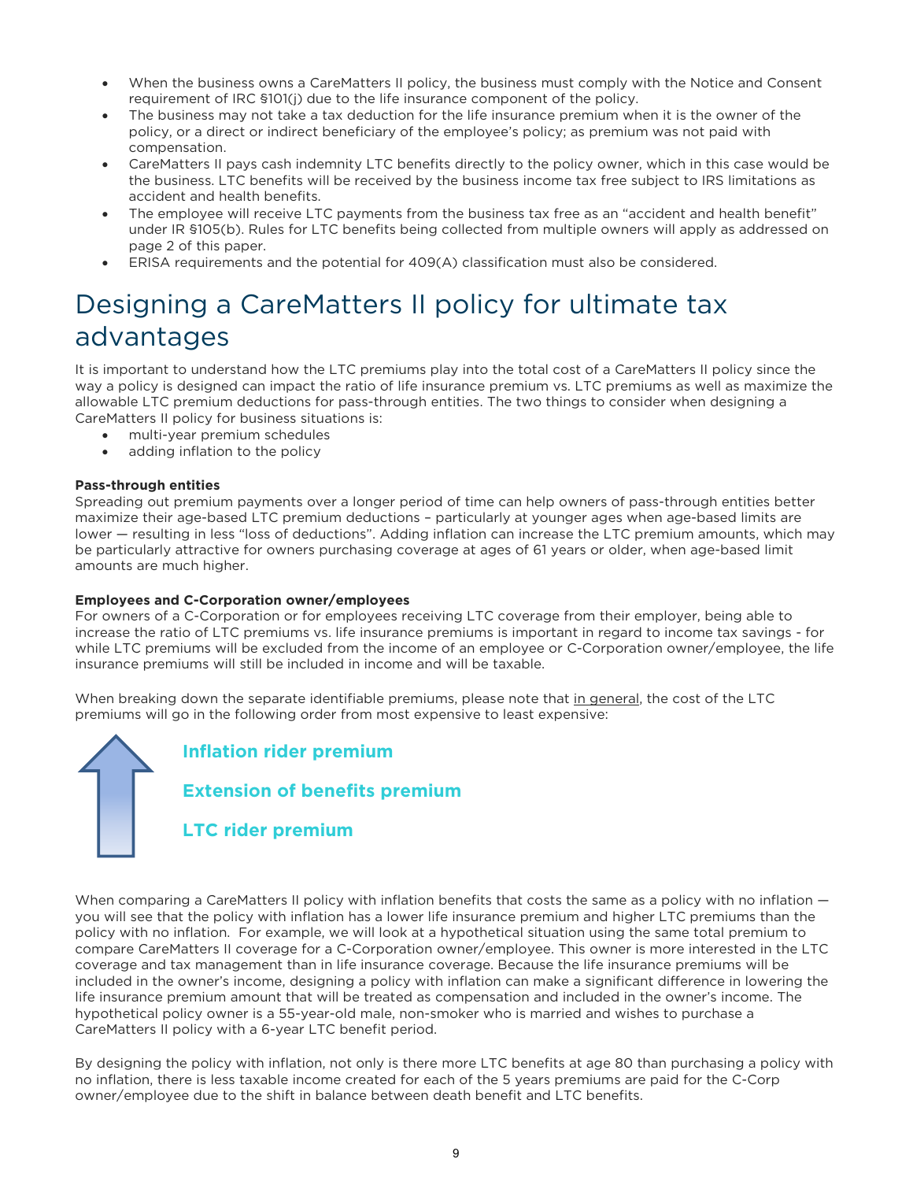- When the business owns a CareMatters II policy, the business must comply with the Notice and Consent requirement of IRC §101(j) due to the life insurance component of the policy.
- The business may not take a tax deduction for the life insurance premium when it is the owner of the policy, or a direct or indirect beneficiary of the employee's policy; as premium was not paid with compensation.
- CareMatters II pays cash indemnity LTC benefits directly to the policy owner, which in this case would be the business. LTC benefits will be received by the business income tax free subject to IRS limitations as accident and health benefits.
- The employee will receive LTC payments from the business tax free as an "accident and health benefit" under IR §105(b). Rules for LTC benefits being collected from multiple owners will apply as addressed on page 2 of this paper.
- ERISA requirements and the potential for 409(A) classification must also be considered.

# Designing a CareMatters II policy for ultimate tax advantages

It is important to understand how the LTC premiums play into the total cost of a CareMatters II policy since the way a policy is designed can impact the ratio of life insurance premium vs. LTC premiums as well as maximize the allowable LTC premium deductions for pass-through entities. The two things to consider when designing a CareMatters II policy for business situations is:

- multi-year premium schedules
- adding inflation to the policy

**Pass-through entities**

Spreading out premium payments over a longer period of time can help owners of pass-through entities better maximize their age-based LTC premium deductions – particularly at younger ages when age-based limits are lower — resulting in less "loss of deductions". Adding inflation can increase the LTC premium amounts, which may be particularly attractive for owners purchasing coverage at ages of 61 years or older, when age-based limit amounts are much higher.

**Employees and C-Corporation owner/employees**

For owners of a C-Corporation or for employees receiving LTC coverage from their employer, being able to increase the ratio of LTC premiums vs. life insurance premiums is important in regard to income tax savings - for while LTC premiums will be excluded from the income of an employee or C-Corporation owner/employee, the life insurance premiums will still be included in income and will be taxable.

When breaking down the separate identifiable premiums, please note that in general, the cost of the LTC premiums will go in the following order from most expensive to least expensive:

**Inflation rider premium**

**Extension of benefits premium**

**LTC rider premium**

When comparing a CareMatters II policy with inflation benefits that costs the same as a policy with no inflation — you will see that the policy with inflation has a lower life insurance premium and higher LTC premiums than the policy with no inflation. For example, we will look at a hypothetical situation using the same total premium to compare CareMatters II coverage for a C-Corporation owner/employee. This owner is more interested in the LTC coverage and tax management than in life insurance coverage. Because the life insurance premiums will be included in the owner's income, designing a policy with inflation can make a significant difference in lowering the life insurance premium amount that will be treated as compensation and included in the owner's income. The hypothetical policy owner is a 55-year-old male, non-smoker who is married and wishes to purchase a CareMatters II policy with a 6-year LTC benefit period.

By designing the policy with inflation, not only is there more LTC benefits at age 80 than purchasing a policy with no inflation, there is less taxable income created for each of the 5 years premiums are paid for the C-Corp owner/employee due to the shift in balance between death benefit and LTC benefits.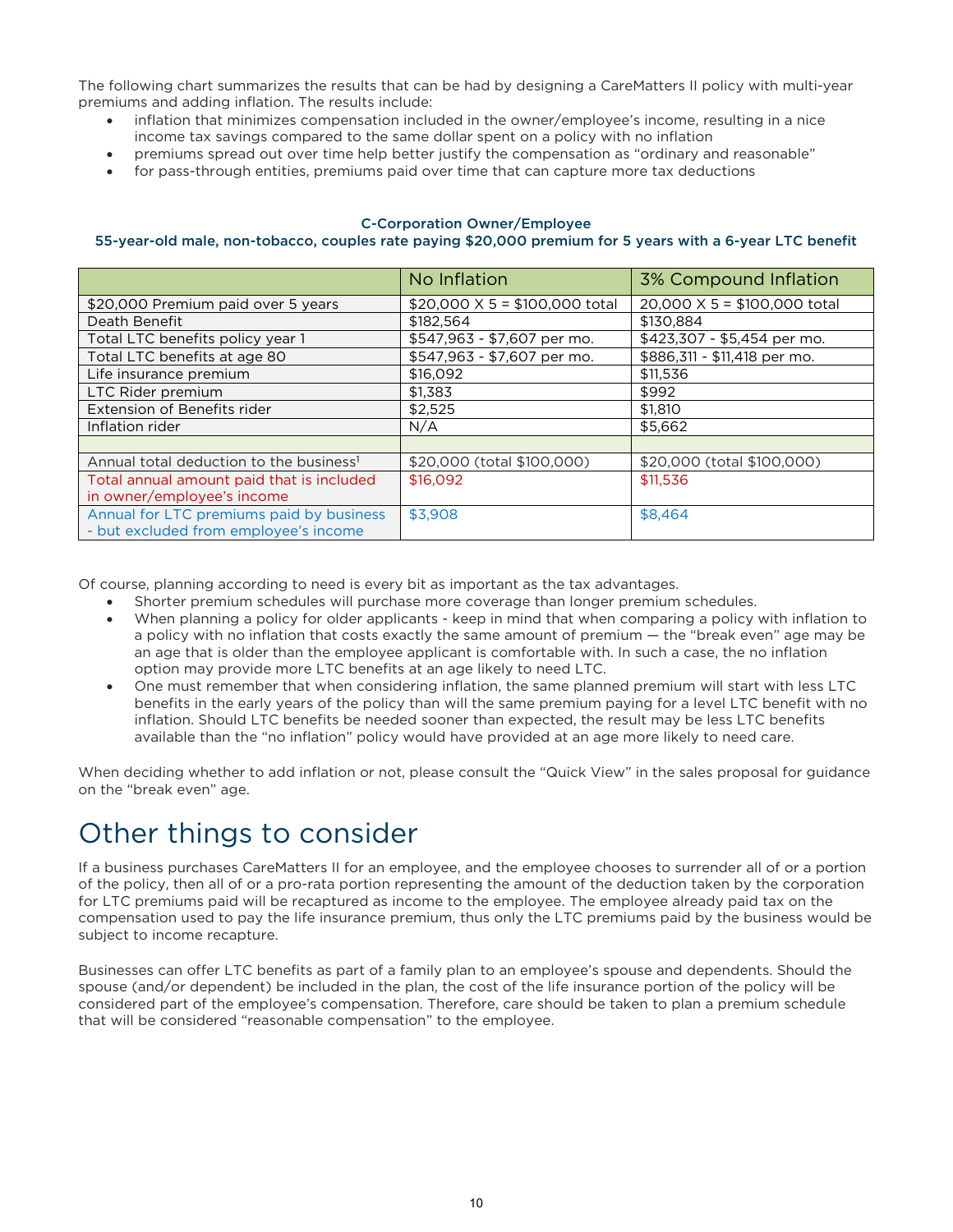The following chart summarizes the results that can be had by designing a CareMatters II policy with multi-year premiums and adding inflation. The results include:

- inflation that minimizes compensation included in the owner/employee's income, resulting in a nice income tax savings compared to the same dollar spent on a policy with no inflation
- premiums spread out over time help better justify the compensation as "ordinary and reasonable"
- for pass-through entities, premiums paid over time that can capture more tax deductions

**C-Corporation Owner/Employee**

**55-year-old male, non-tobacco, couples rate paying $20,000 premium for 5 years with a 6-year LTC benefit**

| | No Inflation | 3% Compound Inflation |
|---|---|---|
| $20,000 Premium paid over 5 years | $20,000 X 5 = $100,000 total | 20,000 X 5 = $100,000 total |
| Death Benefit | $182,564 | $130,884 |
| Total LTC benefits policy year 1 | $547,963 - $7,607 per mo. | $423,307 - $5,454 per mo. |
| Total LTC benefits at age 80 | $547,963 - $7,607 per mo. | $886,311 - $11,418 per mo. |
| Life insurance premium | $16,092 | $11,536 |
| LTC Rider premium | $1,383 | $992 |
| Extension of Benefits rider | $2,525 | $1,810 |
| Inflation rider | N/A | $5,662 |
| | | |
| Annual total deduction to the business[1] | $20,000 (total $100,000) | $20,000 (total $100,000) |
| Total annual amount paid that is included in owner/employee's income | $16,092 | $11,536 |
| Annual for LTC premiums paid by business - but excluded from employee's income | $3,908 | $8,464 |

Of course, planning according to need is every bit as important as the tax advantages.

- Shorter premium schedules will purchase more coverage than longer premium schedules.
- When planning a policy for older applicants - keep in mind that when comparing a policy with inflation to a policy with no inflation that costs exactly the same amount of premium — the "break even" age may be an age that is older than the employee applicant is comfortable with. In such a case, the no inflation option may provide more LTC benefits at an age likely to need LTC.
- One must remember that when considering inflation, the same planned premium will start with less LTC benefits in the early years of the policy than will the same premium paying for a level LTC benefit with no inflation. Should LTC benefits be needed sooner than expected, the result may be less LTC benefits available than the "no inflation" policy would have provided at an age more likely to need care.

When deciding whether to add inflation or not, please consult the "Quick View" in the sales proposal for guidance on the "break even" age.

# Other things to consider

If a business purchases CareMatters II for an employee, and the employee chooses to surrender all of or a portion of the policy, then all of or a pro-rata portion representing the amount of the deduction taken by the corporation for LTC premiums paid will be recaptured as income to the employee. The employee already paid tax on the compensation used to pay the life insurance premium, thus only the LTC premiums paid by the business would be subject to income recapture.

Businesses can offer LTC benefits as part of a family plan to an employee's spouse and dependents. Should the spouse (and/or dependent) be included in the plan, the cost of the life insurance portion of the policy will be considered part of the employee's compensation. Therefore, care should be taken to plan a premium schedule that will be considered "reasonable compensation" to the employee.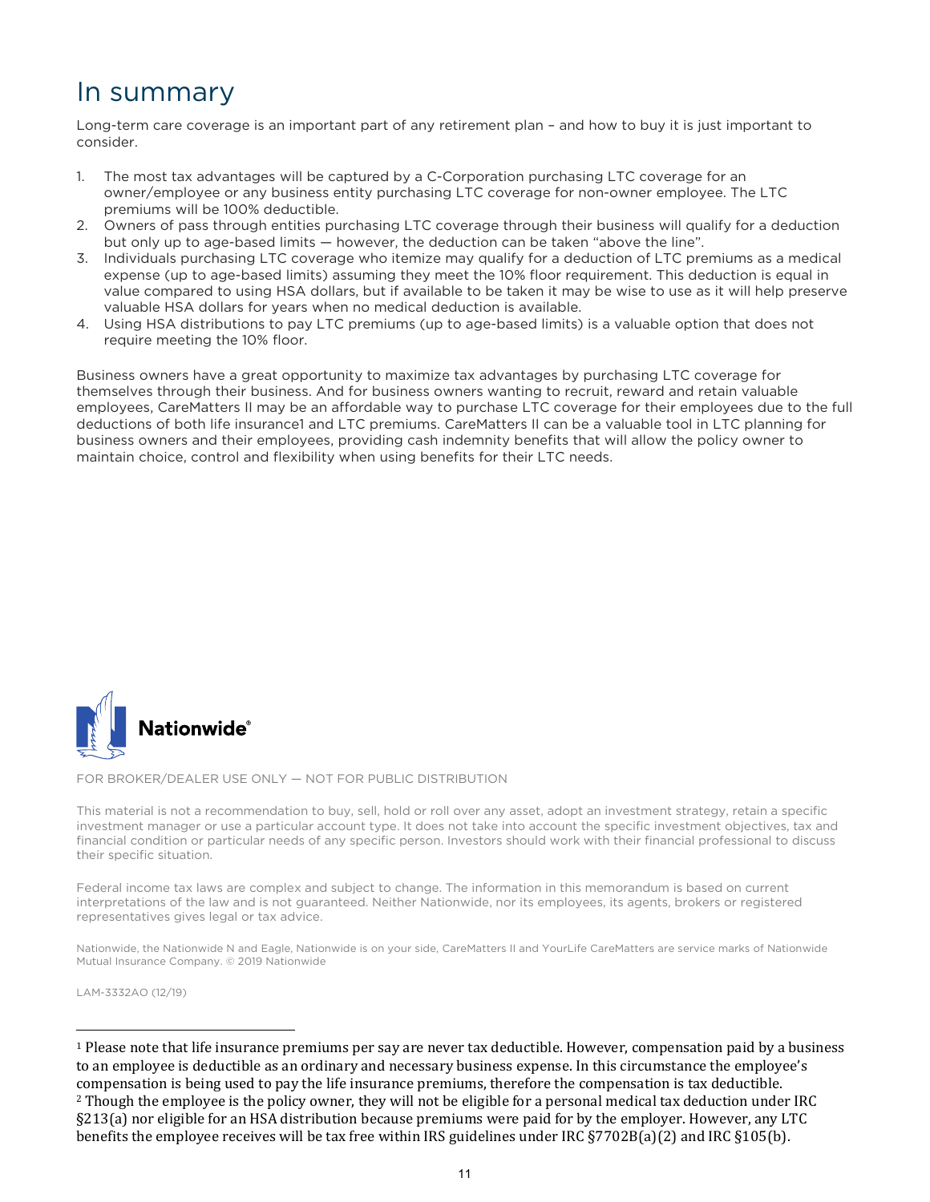# In summary

Long-term care coverage is an important part of any retirement plan – and how to buy it is just important to consider.

1. The most tax advantages will be captured by a C-Corporation purchasing LTC coverage for an owner/employee or any business entity purchasing LTC coverage for non-owner employee. The LTC premiums will be 100% deductible.
2. Owners of pass through entities purchasing LTC coverage through their business will qualify for a deduction but only up to age-based limits — however, the deduction can be taken "above the line".
3. Individuals purchasing LTC coverage who itemize may qualify for a deduction of LTC premiums as a medical expense (up to age-based limits) assuming they meet the 10% floor requirement. This deduction is equal in value compared to using HSA dollars, but if available to be taken it may be wise to use as it will help preserve valuable HSA dollars for years when no medical deduction is available.
4. Using HSA distributions to pay LTC premiums (up to age-based limits) is a valuable option that does not require meeting the 10% floor.

Business owners have a great opportunity to maximize tax advantages by purchasing LTC coverage for themselves through their business. And for business owners wanting to recruit, reward and retain valuable employees, CareMatters II may be an affordable way to purchase LTC coverage for their employees due to the full deductions of both life insurance[1] and LTC premiums. CareMatters II can be a valuable tool in LTC planning for business owners and their employees, providing cash indemnity benefits that will allow the policy owner to maintain choice, control and flexibility when using benefits for their LTC needs.

Nationwide®

FOR BROKER/DEALER USE ONLY — NOT FOR PUBLIC DISTRIBUTION

This material is not a recommendation to buy, sell, hold or roll over any asset, adopt an investment strategy, retain a specific investment manager or use a particular account type. It does not take into account the specific investment objectives, tax and financial condition or particular needs of any specific person. Investors should work with their financial professional to discuss their specific situation.

Federal income tax laws are complex and subject to change. The information in this memorandum is based on current interpretations of the law and is not guaranteed. Neither Nationwide, nor its employees, its agents, brokers or registered representatives gives legal or tax advice.

Nationwide, the Nationwide N and Eagle, Nationwide is on your side, CareMatters II and YourLife CareMatters are service marks of Nationwide Mutual Insurance Company. © 2019 Nationwide

LAM-3332AO (12/19)

---

[1] Please note that life insurance premiums per say are never tax deductible. However, compensation paid by a business to an employee is deductible as an ordinary and necessary business expense. In this circumstance the employee's compensation is being used to pay the life insurance premiums, therefore the compensation is tax deductible.

[2] Though the employee is the policy owner, they will not be eligible for a personal medical tax deduction under IRC §213(a) nor eligible for an HSA distribution because premiums were paid for by the employer. However, any LTC benefits the employee receives will be tax free within IRS guidelines under IRC §7702B(a)(2) and IRC §105(b).